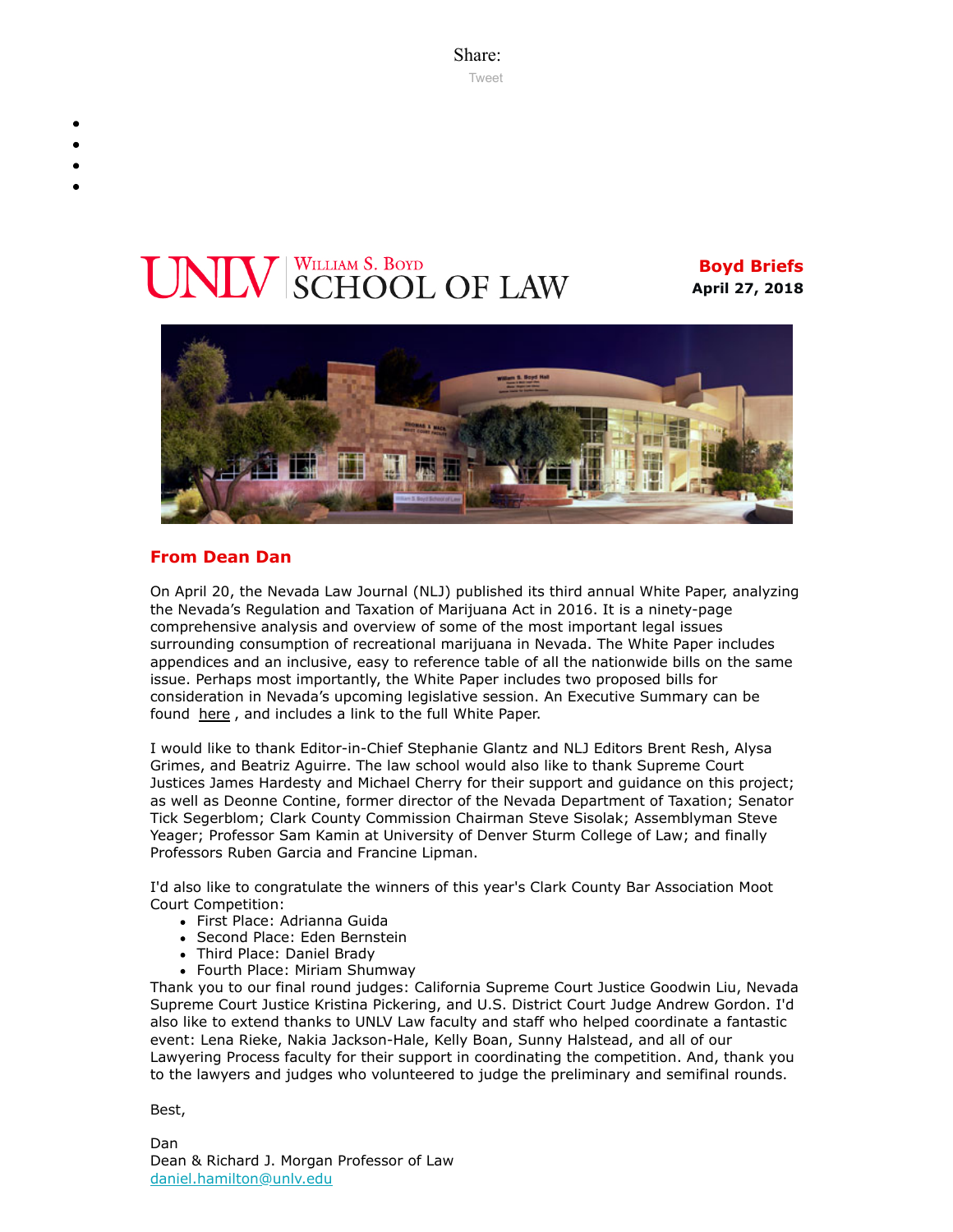Share:

Tweet

**Boyd Briefs**
**April 27, 2018**

## From Dean Dan

On April 20, the Nevada Law Journal (NLJ) published its third annual White Paper, analyzing the Nevada's Regulation and Taxation of Marijuana Act in 2016. It is a ninety-page comprehensive analysis and overview of some of the most important legal issues surrounding consumption of recreational marijuana in Nevada. The White Paper includes appendices and an inclusive, easy to reference table of all the nationwide bills on the same issue. Perhaps most importantly, the White Paper includes two proposed bills for consideration in Nevada's upcoming legislative session. An Executive Summary can be found here , and includes a link to the full White Paper.

I would like to thank Editor-in-Chief Stephanie Glantz and NLJ Editors Brent Resh, Alysa Grimes, and Beatriz Aguirre. The law school would also like to thank Supreme Court Justices James Hardesty and Michael Cherry for their support and guidance on this project; as well as Deonne Contine, former director of the Nevada Department of Taxation; Senator Tick Segerblom; Clark County Commission Chairman Steve Sisolak; Assemblyman Steve Yeager; Professor Sam Kamin at University of Denver Sturm College of Law; and finally Professors Ruben Garcia and Francine Lipman.

I'd also like to congratulate the winners of this year's Clark County Bar Association Moot Court Competition:

- First Place: Adrianna Guida
- Second Place: Eden Bernstein
- Third Place: Daniel Brady
- Fourth Place: Miriam Shumway

Thank you to our final round judges: California Supreme Court Justice Goodwin Liu, Nevada Supreme Court Justice Kristina Pickering, and U.S. District Court Judge Andrew Gordon. I'd also like to extend thanks to UNLV Law faculty and staff who helped coordinate a fantastic event: Lena Rieke, Nakia Jackson-Hale, Kelly Boan, Sunny Halstead, and all of our Lawyering Process faculty for their support in coordinating the competition. And, thank you to the lawyers and judges who volunteered to judge the preliminary and semifinal rounds.

Best,

Dan
Dean & Richard J. Morgan Professor of Law
daniel.hamilton@unlv.edu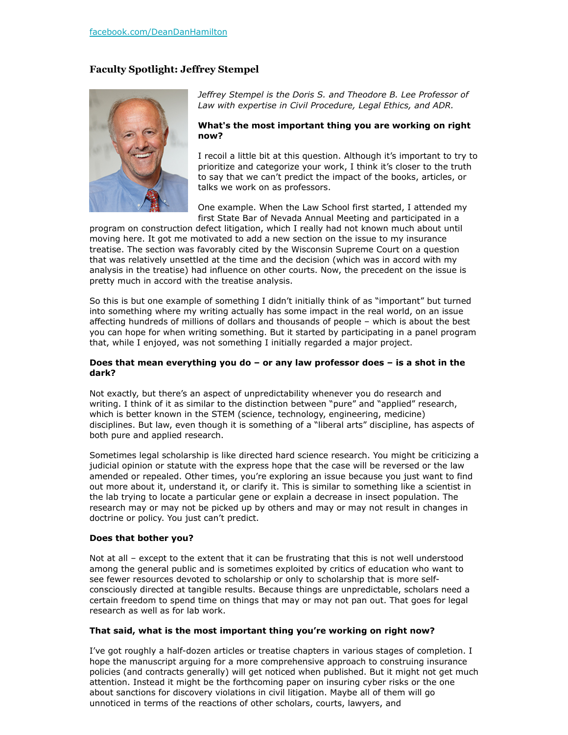[facebook.com/DeanDanHamilton](facebook.com/DeanDanHamilton)

### Faculty Spotlight: Jeffrey Stempel

*Jeffrey Stempel is the Doris S. and Theodore B. Lee Professor of Law with expertise in Civil Procedure, Legal Ethics, and ADR.*

**What's the most important thing you are working on right now?**

I recoil a little bit at this question. Although it's important to try to prioritize and categorize your work, I think it's closer to the truth to say that we can't predict the impact of the books, articles, or talks we work on as professors.

One example. When the Law School first started, I attended my first State Bar of Nevada Annual Meeting and participated in a program on construction defect litigation, which I really had not known much about until moving here. It got me motivated to add a new section on the issue to my insurance treatise. The section was favorably cited by the Wisconsin Supreme Court on a question that was relatively unsettled at the time and the decision (which was in accord with my analysis in the treatise) had influence on other courts. Now, the precedent on the issue is pretty much in accord with the treatise analysis.

So this is but one example of something I didn't initially think of as "important" but turned into something where my writing actually has some impact in the real world, on an issue affecting hundreds of millions of dollars and thousands of people – which is about the best you can hope for when writing something. But it started by participating in a panel program that, while I enjoyed, was not something I initially regarded a major project.

**Does that mean everything you do – or any law professor does – is a shot in the dark?**

Not exactly, but there's an aspect of unpredictability whenever you do research and writing. I think of it as similar to the distinction between "pure" and "applied" research, which is better known in the STEM (science, technology, engineering, medicine) disciplines. But law, even though it is something of a "liberal arts" discipline, has aspects of both pure and applied research.

Sometimes legal scholarship is like directed hard science research. You might be criticizing a judicial opinion or statute with the express hope that the case will be reversed or the law amended or repealed. Other times, you're exploring an issue because you just want to find out more about it, understand it, or clarify it. This is similar to something like a scientist in the lab trying to locate a particular gene or explain a decrease in insect population. The research may or may not be picked up by others and may or may not result in changes in doctrine or policy. You just can't predict.

**Does that bother you?**

Not at all – except to the extent that it can be frustrating that this is not well understood among the general public and is sometimes exploited by critics of education who want to see fewer resources devoted to scholarship or only to scholarship that is more self-consciously directed at tangible results. Because things are unpredictable, scholars need a certain freedom to spend time on things that may or may not pan out. That goes for legal research as well as for lab work.

**That said, what is the most important thing you're working on right now?**

I've got roughly a half-dozen articles or treatise chapters in various stages of completion. I hope the manuscript arguing for a more comprehensive approach to construing insurance policies (and contracts generally) will get noticed when published. But it might not get much attention. Instead it might be the forthcoming paper on insuring cyber risks or the one about sanctions for discovery violations in civil litigation. Maybe all of them will go unnoticed in terms of the reactions of other scholars, courts, lawyers, and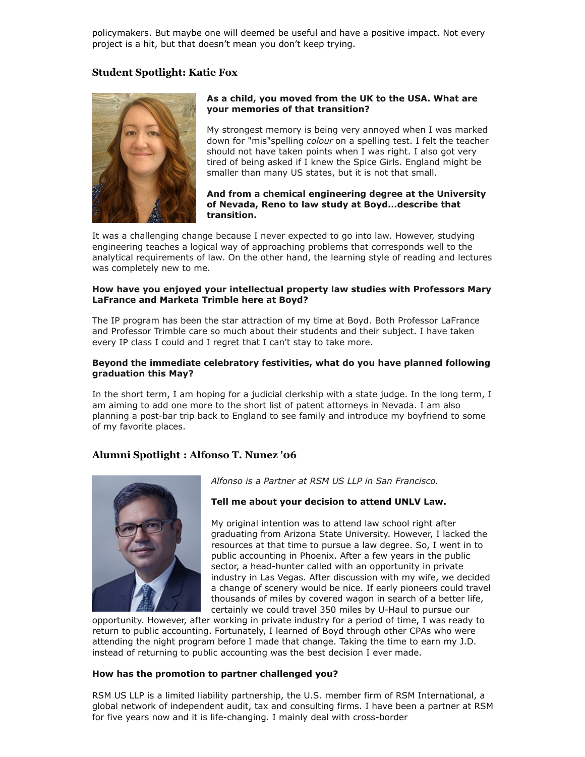policymakers. But maybe one will deemed be useful and have a positive impact. Not every project is a hit, but that doesn't mean you don't keep trying.

### Student Spotlight: Katie Fox

**As a child, you moved from the UK to the USA. What are your memories of that transition?**

My strongest memory is being very annoyed when I was marked down for "mis"spelling *colour* on a spelling test. I felt the teacher should not have taken points when I was right. I also got very tired of being asked if I knew the Spice Girls. England might be smaller than many US states, but it is not that small.

**And from a chemical engineering degree at the University of Nevada, Reno to law study at Boyd...describe that transition.**

It was a challenging change because I never expected to go into law. However, studying engineering teaches a logical way of approaching problems that corresponds well to the analytical requirements of law. On the other hand, the learning style of reading and lectures was completely new to me.

**How have you enjoyed your intellectual property law studies with Professors Mary LaFrance and Marketa Trimble here at Boyd?**

The IP program has been the star attraction of my time at Boyd. Both Professor LaFrance and Professor Trimble care so much about their students and their subject. I have taken every IP class I could and I regret that I can't stay to take more.

**Beyond the immediate celebratory festivities, what do you have planned following graduation this May?**

In the short term, I am hoping for a judicial clerkship with a state judge. In the long term, I am aiming to add one more to the short list of patent attorneys in Nevada. I am also planning a post-bar trip back to England to see family and introduce my boyfriend to some of my favorite places.

### Alumni Spotlight : Alfonso T. Nunez '06

*Alfonso is a Partner at RSM US LLP in San Francisco.*

**Tell me about your decision to attend UNLV Law.**

My original intention was to attend law school right after graduating from Arizona State University. However, I lacked the resources at that time to pursue a law degree. So, I went in to public accounting in Phoenix. After a few years in the public sector, a head-hunter called with an opportunity in private industry in Las Vegas. After discussion with my wife, we decided a change of scenery would be nice. If early pioneers could travel thousands of miles by covered wagon in search of a better life, certainly we could travel 350 miles by U-Haul to pursue our opportunity. However, after working in private industry for a period of time, I was ready to return to public accounting. Fortunately, I learned of Boyd through other CPAs who were attending the night program before I made that change. Taking the time to earn my J.D. instead of returning to public accounting was the best decision I ever made.

**How has the promotion to partner challenged you?**

RSM US LLP is a limited liability partnership, the U.S. member firm of RSM International, a global network of independent audit, tax and consulting firms. I have been a partner at RSM for five years now and it is life-changing. I mainly deal with cross-border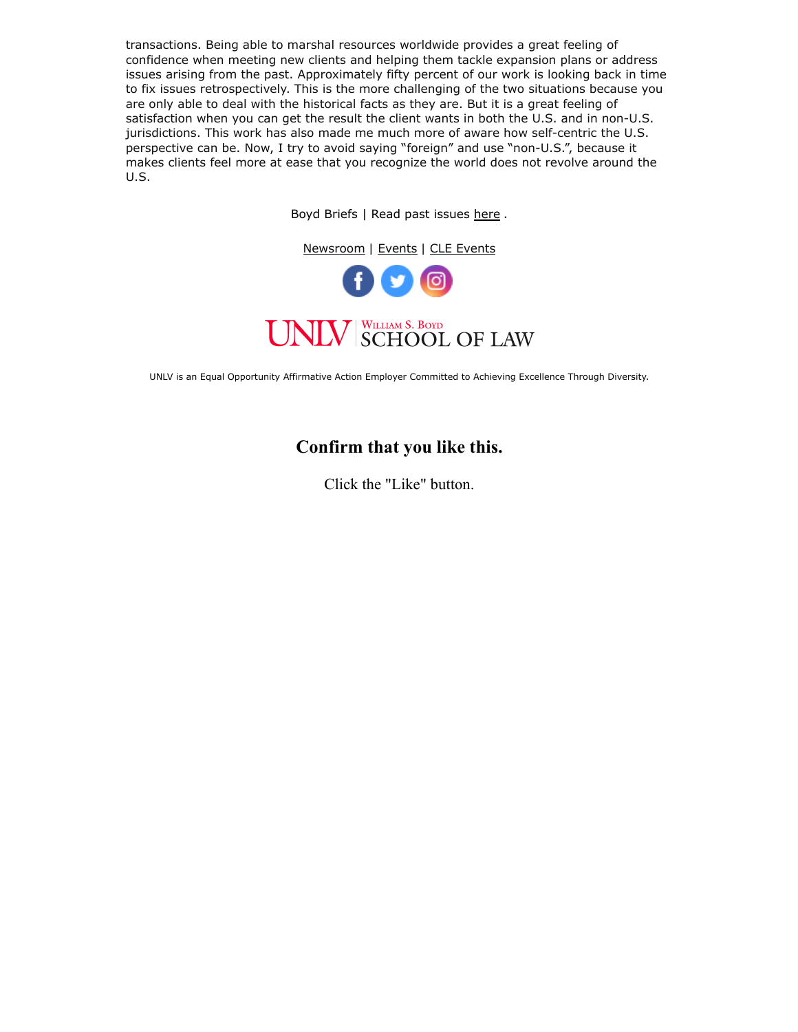transactions. Being able to marshal resources worldwide provides a great feeling of confidence when meeting new clients and helping them tackle expansion plans or address issues arising from the past. Approximately fifty percent of our work is looking back in time to fix issues retrospectively. This is the more challenging of the two situations because you are only able to deal with the historical facts as they are. But it is a great feeling of satisfaction when you can get the result the client wants in both the U.S. and in non-U.S. jurisdictions. This work has also made me much more of aware how self-centric the U.S. perspective can be. Now, I try to avoid saying "foreign" and use "non-U.S.", because it makes clients feel more at ease that you recognize the world does not revolve around the U.S.

Boyd Briefs | Read past issues here .

Newsroom | Events | CLE Events

UNLV | William S. Boyd SCHOOL OF LAW

UNLV is an Equal Opportunity Affirmative Action Employer Committed to Achieving Excellence Through Diversity.

**Confirm that you like this.**

Click the "Like" button.